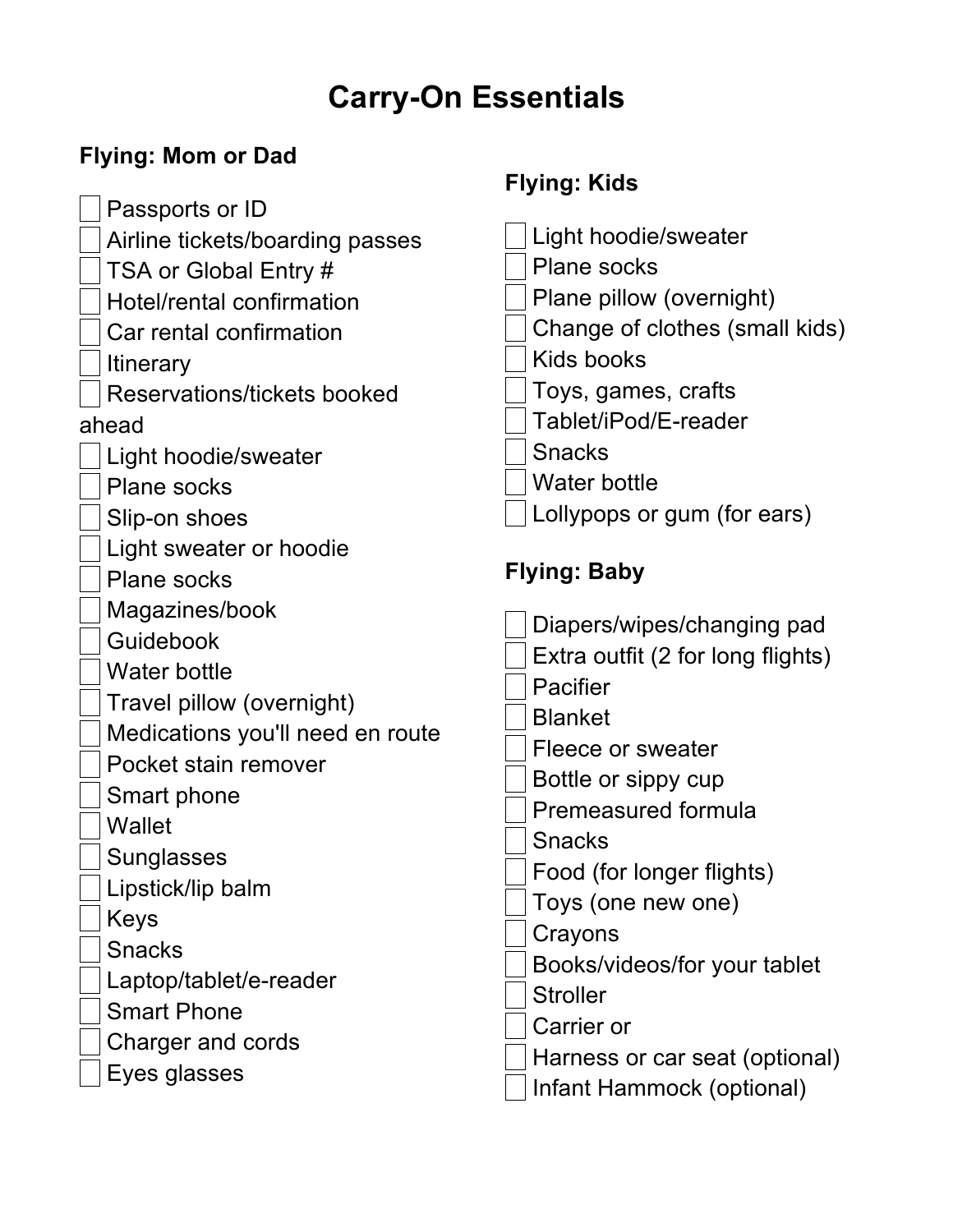# Carry-On Essentials

## Flying: Mom or Dad

- [ ] Passports or ID
- [ ] Airline tickets/boarding passes
- [ ] TSA or Global Entry #
- [ ] Hotel/rental confirmation
- [ ] Car rental confirmation
- [ ] Itinerary
- [ ] Reservations/tickets booked ahead
- [ ] Light hoodie/sweater
- [ ] Plane socks
- [ ] Slip-on shoes
- [ ] Light sweater or hoodie
- [ ] Plane socks
- [ ] Magazines/book
- [ ] Guidebook
- [ ] Water bottle
- [ ] Travel pillow (overnight)
- [ ] Medications you'll need en route
- [ ] Pocket stain remover
- [ ] Smart phone
- [ ] Wallet
- [ ] Sunglasses
- [ ] Lipstick/lip balm
- [ ] Keys
- [ ] Snacks
- [ ] Laptop/tablet/e-reader
- [ ] Smart Phone
- [ ] Charger and cords
- [ ] Eyes glasses

## Flying: Kids

- [ ] Light hoodie/sweater
- [ ] Plane socks
- [ ] Plane pillow (overnight)
- [ ] Change of clothes (small kids)
- [ ] Kids books
- [ ] Toys, games, crafts
- [ ] Tablet/iPod/E-reader
- [ ] Snacks
- [ ] Water bottle
- [ ] Lollypops or gum (for ears)

## Flying: Baby

- [ ] Diapers/wipes/changing pad
- [ ] Extra outfit (2 for long flights)
- [ ] Pacifier
- [ ] Blanket
- [ ] Fleece or sweater
- [ ] Bottle or sippy cup
- [ ] Premeasured formula
- [ ] Snacks
- [ ] Food (for longer flights)
- [ ] Toys (one new one)
- [ ] Crayons
- [ ] Books/videos/for your tablet
- [ ] Stroller
- [ ] Carrier or
- [ ] Harness or car seat (optional)
- [ ] Infant Hammock (optional)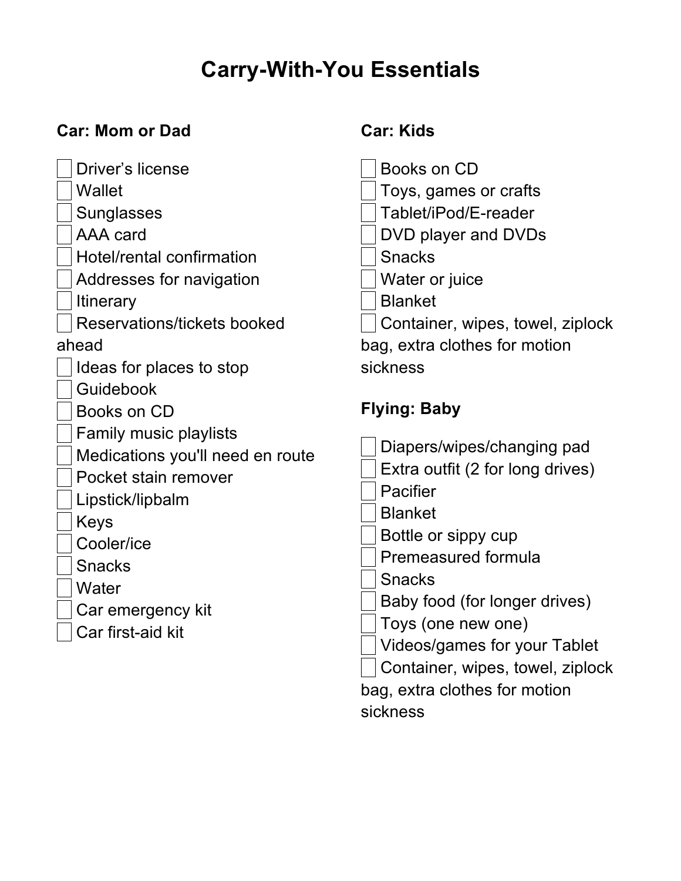# Carry-With-You Essentials

## Car: Mom or Dad

- [ ] Driver's license
- [ ] Wallet
- [ ] Sunglasses
- [ ] AAA card
- [ ] Hotel/rental confirmation
- [ ] Addresses for navigation
- [ ] Itinerary
- [ ] Reservations/tickets booked ahead
- [ ] Ideas for places to stop
- [ ] Guidebook
- [ ] Books on CD
- [ ] Family music playlists
- [ ] Medications you'll need en route
- [ ] Pocket stain remover
- [ ] Lipstick/lipbalm
- [ ] Keys
- [ ] Cooler/ice
- [ ] Snacks
- [ ] Water
- [ ] Car emergency kit
- [ ] Car first-aid kit

## Car: Kids

- [ ] Books on CD
- [ ] Toys, games or crafts
- [ ] Tablet/iPod/E-reader
- [ ] DVD player and DVDs
- [ ] Snacks
- [ ] Water or juice
- [ ] Blanket
- [ ] Container, wipes, towel, ziplock bag, extra clothes for motion sickness

## Flying: Baby

- [ ] Diapers/wipes/changing pad
- [ ] Extra outfit (2 for long drives)
- [ ] Pacifier
- [ ] Blanket
- [ ] Bottle or sippy cup
- [ ] Premeasured formula
- [ ] Snacks
- [ ] Baby food (for longer drives)
- [ ] Toys (one new one)
- [ ] Videos/games for your Tablet
- [ ] Container, wipes, towel, ziplock bag, extra clothes for motion sickness